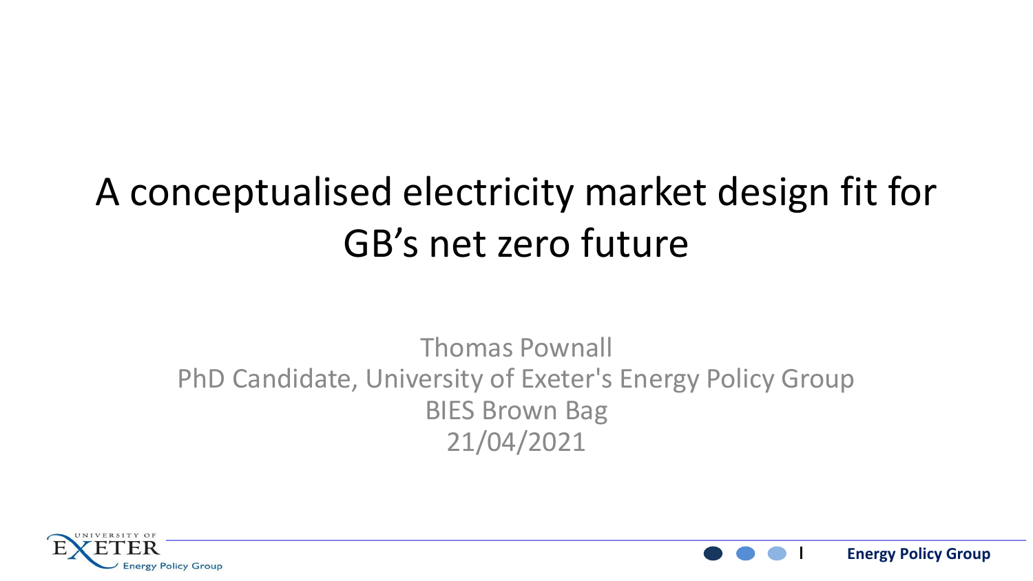# A conceptualised electricity market design fit for GB's net zero future

Thomas Pownall

PhD Candidate, University of Exeter's Energy Policy Group

BIES Brown Bag

21/04/2021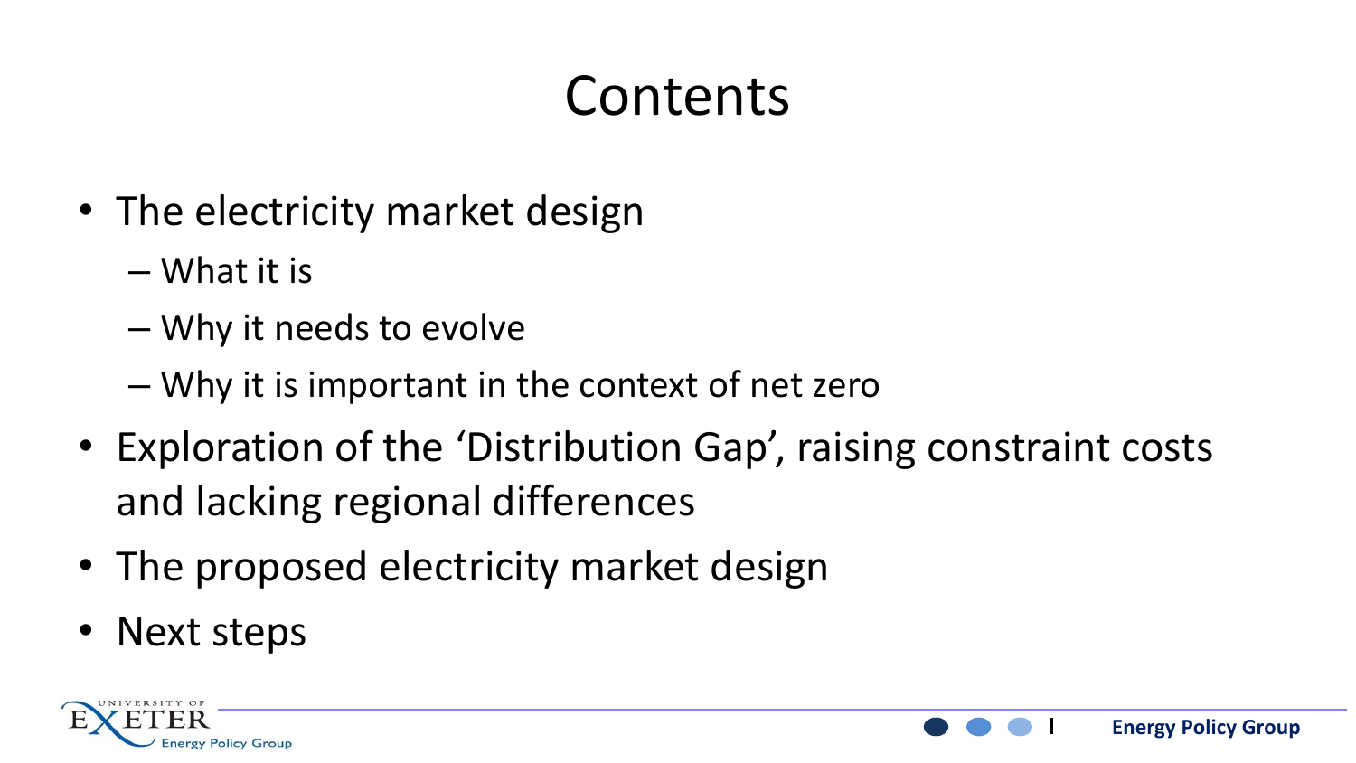# Contents

- The electricity market design
  - What it is
  - Why it needs to evolve
  - Why it is important in the context of net zero
- Exploration of the 'Distribution Gap', raising constraint costs and lacking regional differences
- The proposed electricity market design
- Next steps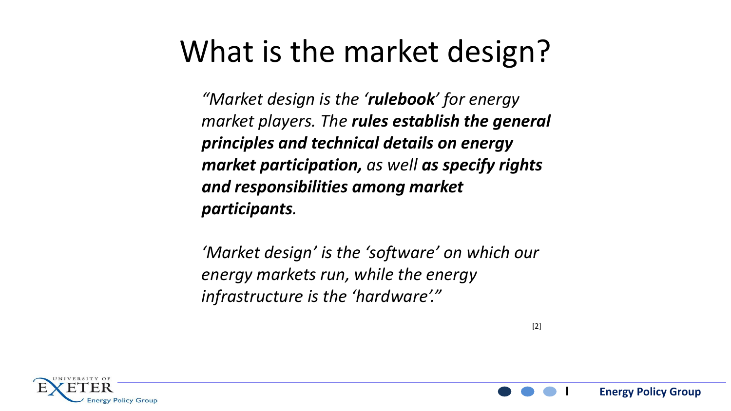# What is the market design?

*"Market design is the '**rulebook**' for energy market players. The **rules establish the general principles and technical details on energy market participation,** as well **as specify rights and responsibilities among market participants**.*

*'Market design' is the 'software' on which our energy markets run, while the energy infrastructure is the 'hardware'."*

[2]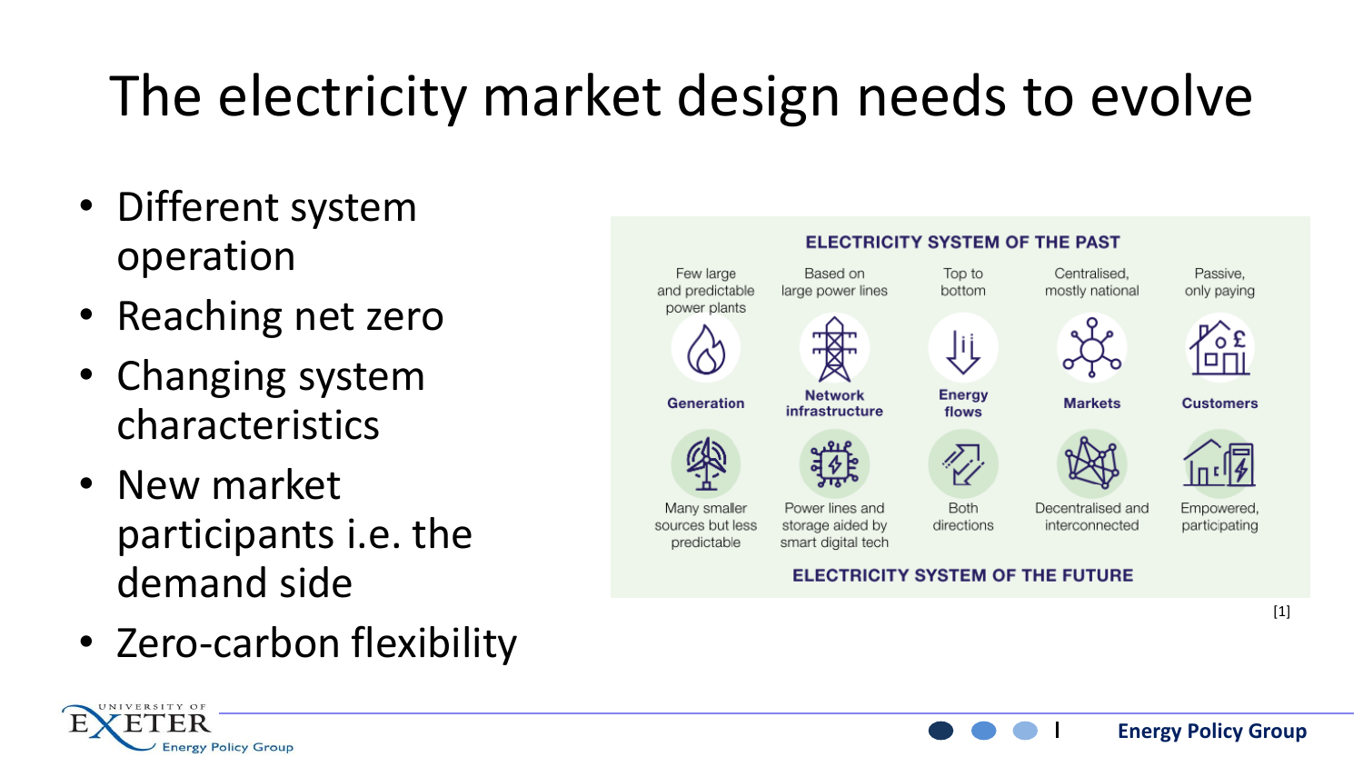# The electricity market design needs to evolve

- Different system operation
- Reaching net zero
- Changing system characteristics
- New market participants i.e. the demand side
- Zero-carbon flexibility

**ELECTRICITY SYSTEM OF THE PAST**

| Few large and predictable power plants | Based on large power lines | Top to bottom | Centralised, mostly national | Passive, only paying |
|---|---|---|---|---|
| **Generation** | **Network infrastructure** | **Energy flows** | **Markets** | **Customers** |
| Many smaller sources but less predictable | Power lines and storage aided by smart digital tech | Both directions | Decentralised and interconnected | Empowered, participating |

**ELECTRICITY SYSTEM OF THE FUTURE**

[1]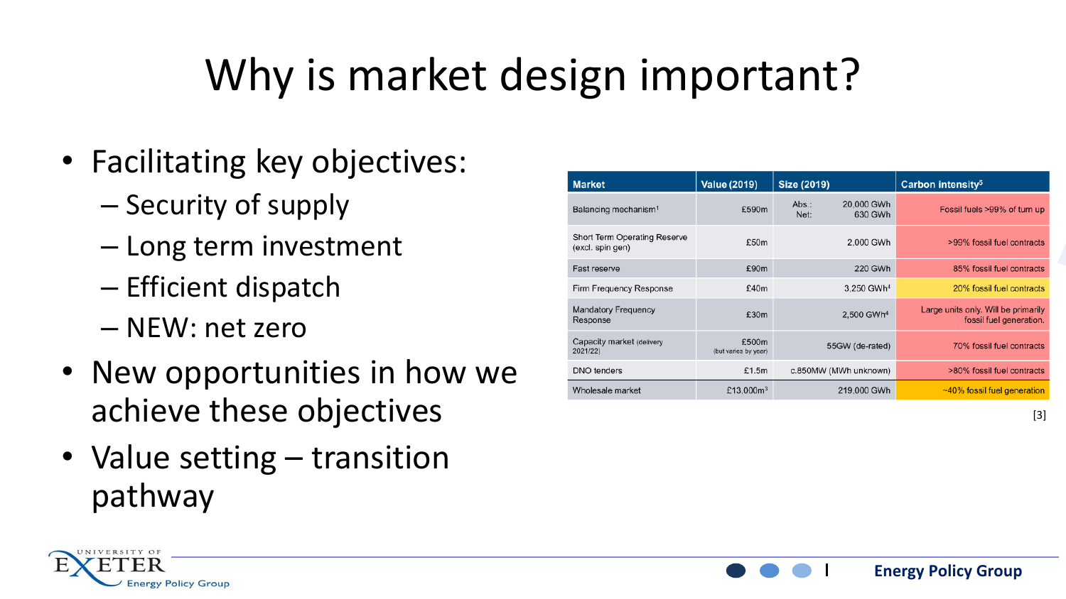# Why is market design important?

- Facilitating key objectives:
  - Security of supply
  - Long term investment
  - Efficient dispatch
  - NEW: net zero
- New opportunities in how we achieve these objectives
- Value setting – transition pathway

| Market | Value (2019) | Size (2019) | Carbon intensity[5] |
|---|---|---|---|
| Balancing mechanism[1] | £590m | Abs.: 20,000 GWh Net: 630 GWh | Fossil fuels >99% of turn up |
| Short Term Operating Reserve (excl. spin gen) | £50m | 2,000 GWh | >99% fossil fuel contracts |
| Fast reserve | £90m | 220 GWh | 85% fossil fuel contracts |
| Firm Frequency Response | £40m | 3,250 GWh[4] | 20% fossil fuel contracts |
| Mandatory Frequency Response | £30m | 2,500 GWh[4] | Large units only. Will be primarily fossil fuel generation. |
| Capacity market (delivery 2021/22) | £500m (but varies by year) | 55GW (de-rated) | 70% fossil fuel contracts |
| DNO tenders | £1.5m | c.850MW (MWh unknown) | >80% fossil fuel contracts |
| Wholesale market | £13,000m[3] | 219,000 GWh | ~40% fossil fuel generation |

[3]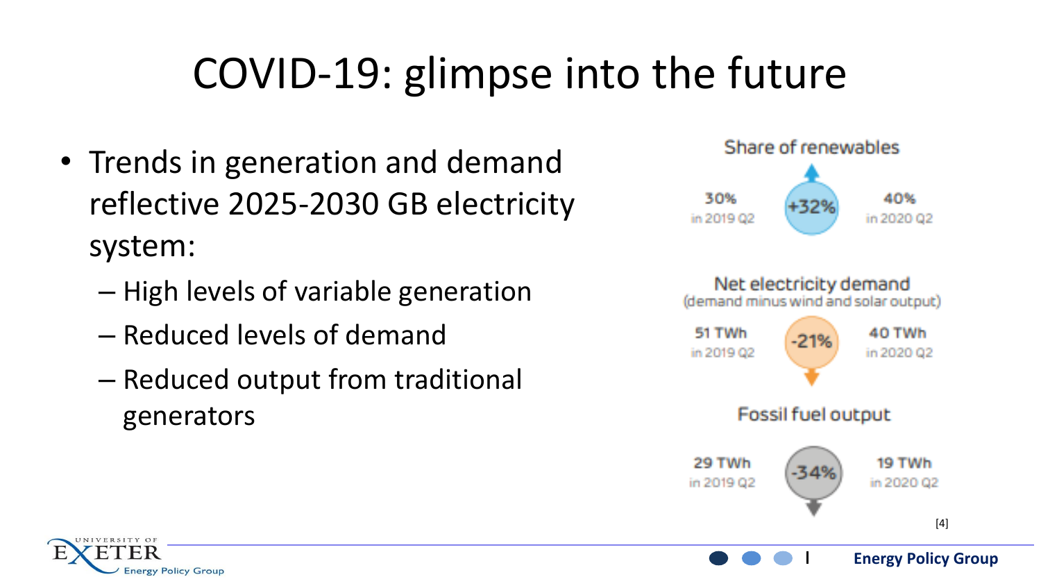# COVID-19: glimpse into the future

- Trends in generation and demand reflective 2025-2030 GB electricity system:
  - High levels of variable generation
  - Reduced levels of demand
  - Reduced output from traditional generators

**Share of renewables**

30% in 2019 Q2 → +32% → 40% in 2020 Q2

**Net electricity demand**
(demand minus wind and solar output)

51 TWh in 2019 Q2 → -21% → 40 TWh in 2020 Q2

**Fossil fuel output**

29 TWh in 2019 Q2 → -34% → 19 TWh in 2020 Q2

[4]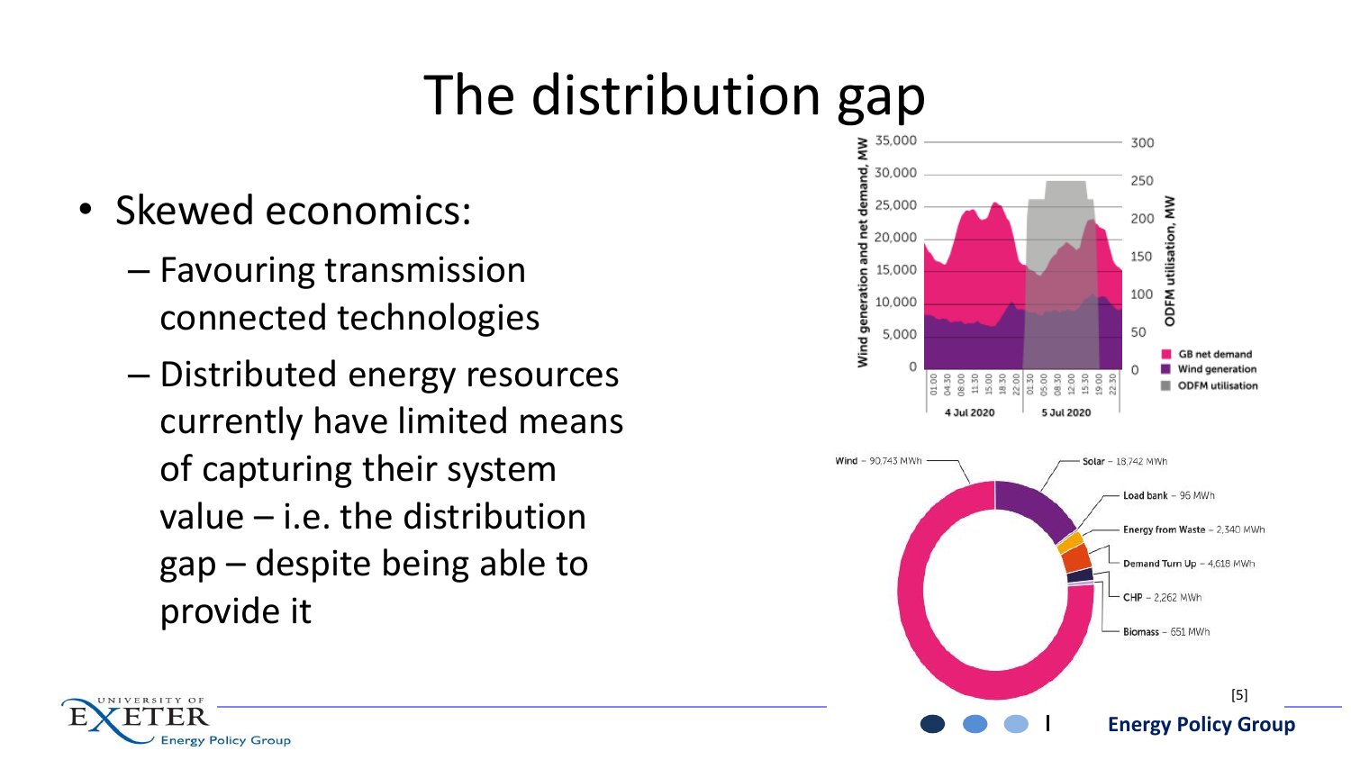# The distribution gap

- Skewed economics:
  - Favouring transmission connected technologies
  - Distributed energy resources currently have limited means of capturing their system value – i.e. the distribution gap – despite being able to provide it

[5]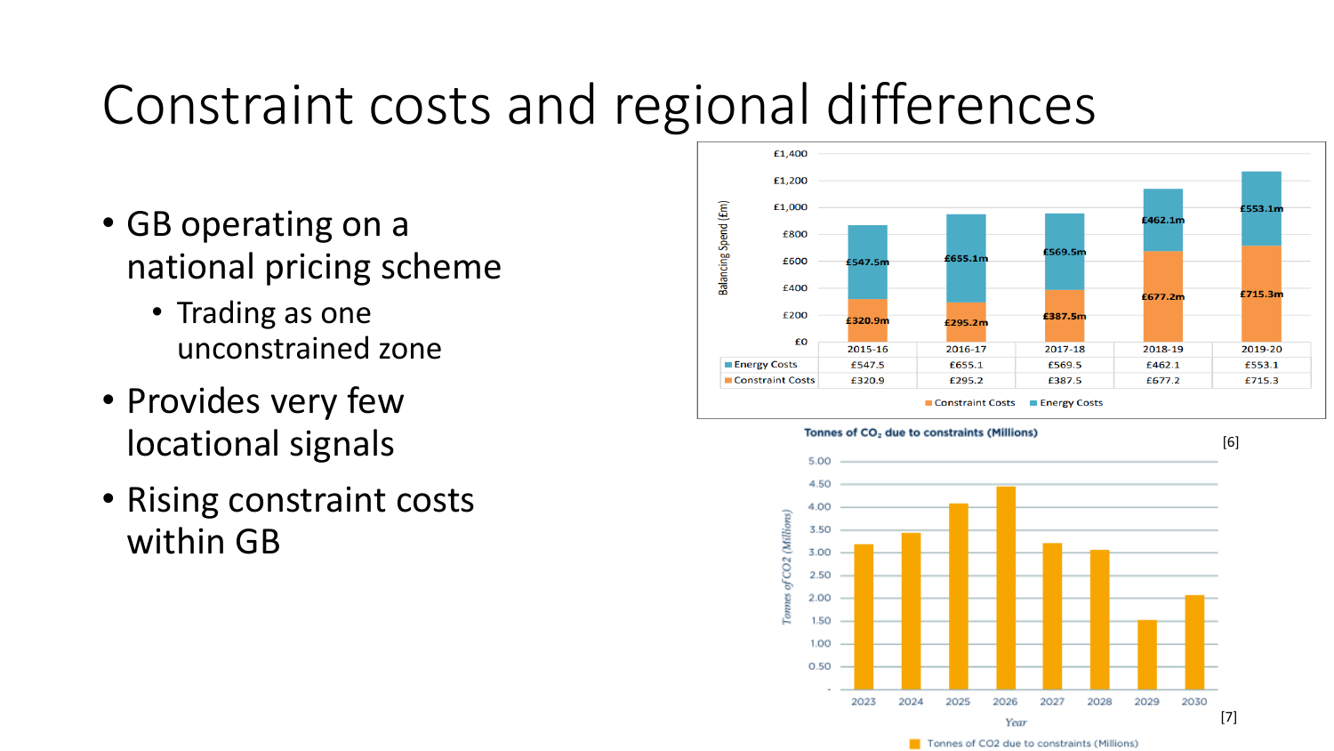# Constraint costs and regional differences

- GB operating on a national pricing scheme
  - Trading as one unconstrained zone
- Provides very few locational signals
- Rising constraint costs within GB

| | 2015-16 | 2016-17 | 2017-18 | 2018-19 | 2019-20 |
|---|---|---|---|---|---|
| Energy Costs | £547.5 | £655.1 | £569.5 | £462.1 | £553.1 |
| Constraint Costs | £320.9 | £295.2 | £387.5 | £677.2 | £715.3 |

Balancing Spend (£m)

[6]

Tonnes of $CO_2$ due to constraints (Millions)

[7]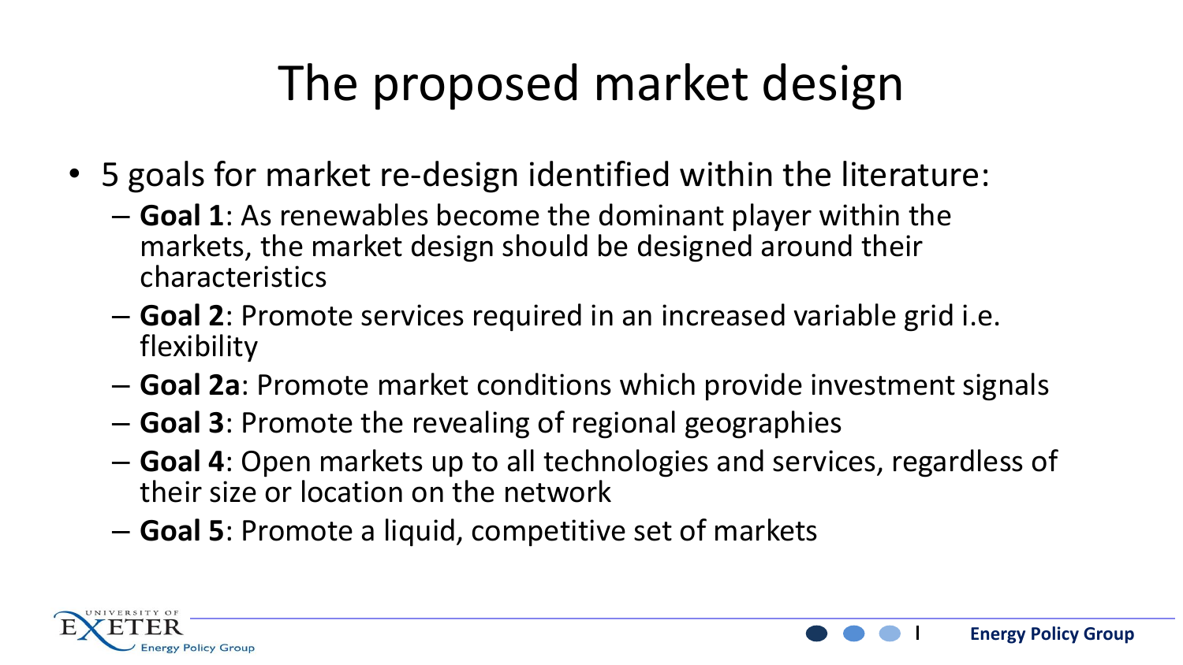# The proposed market design

- 5 goals for market re-design identified within the literature:
  - **Goal 1**: As renewables become the dominant player within the markets, the market design should be designed around their characteristics
  - **Goal 2**: Promote services required in an increased variable grid i.e. flexibility
  - **Goal 2a**: Promote market conditions which provide investment signals
  - **Goal 3**: Promote the revealing of regional geographies
  - **Goal 4**: Open markets up to all technologies and services, regardless of their size or location on the network
  - **Goal 5**: Promote a liquid, competitive set of markets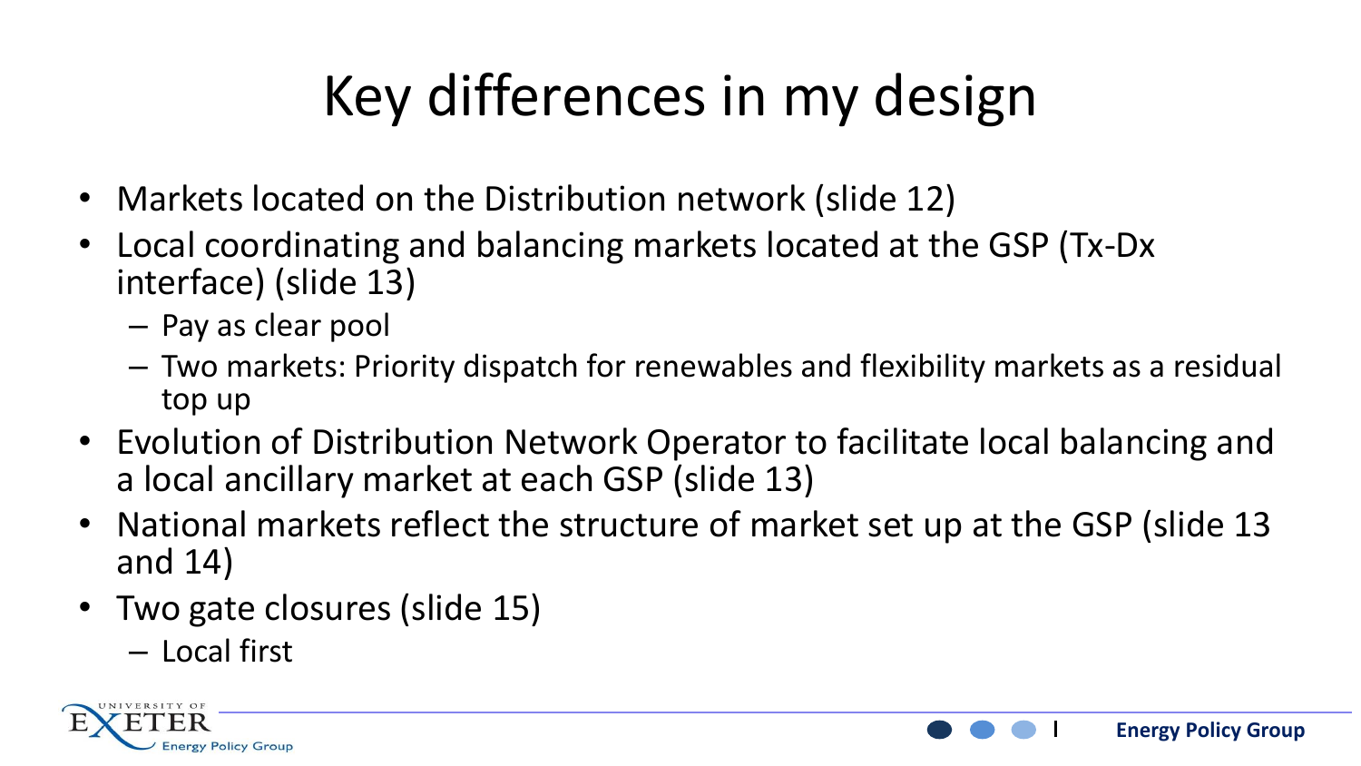# Key differences in my design

- Markets located on the Distribution network (slide 12)
- Local coordinating and balancing markets located at the GSP (Tx-Dx interface) (slide 13)
  - Pay as clear pool
  - Two markets: Priority dispatch for renewables and flexibility markets as a residual top up
- Evolution of Distribution Network Operator to facilitate local balancing and a local ancillary market at each GSP (slide 13)
- National markets reflect the structure of market set up at the GSP (slide 13 and 14)
- Two gate closures (slide 15)
  - Local first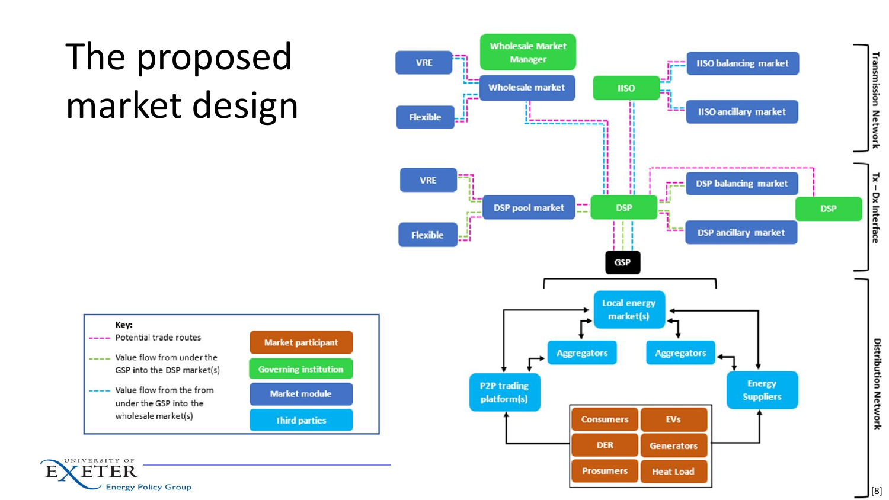# The proposed market design

Key:

- Potential trade routes
- Value flow from under the GSP into the DSP market(s)
- Value flow from the from under the GSP into the wholesale market(s)

- Market participant
- Governing institution
- Market module
- Third parties

**Transmission Network**

- VRE
- Flexible
- Wholesale Market Manager
- Wholesale market
- IISO
- IISO balancing market
- IISO ancillary market

**Tx – Dx Interface**

- VRE
- Flexible
- DSP pool market
- DSP
- DSP balancing market
- DSP ancillary market
- DSP
- GSP

**Distribution Network**

- Local energy market(s)
- Aggregators
- Aggregators
- P2P trading platform(s)
- Energy Suppliers
- Consumers
- EVs
- DER
- Generators
- Prosumers
- Heat Load

[8]

UNIVERSITY OF EXETER Energy Policy Group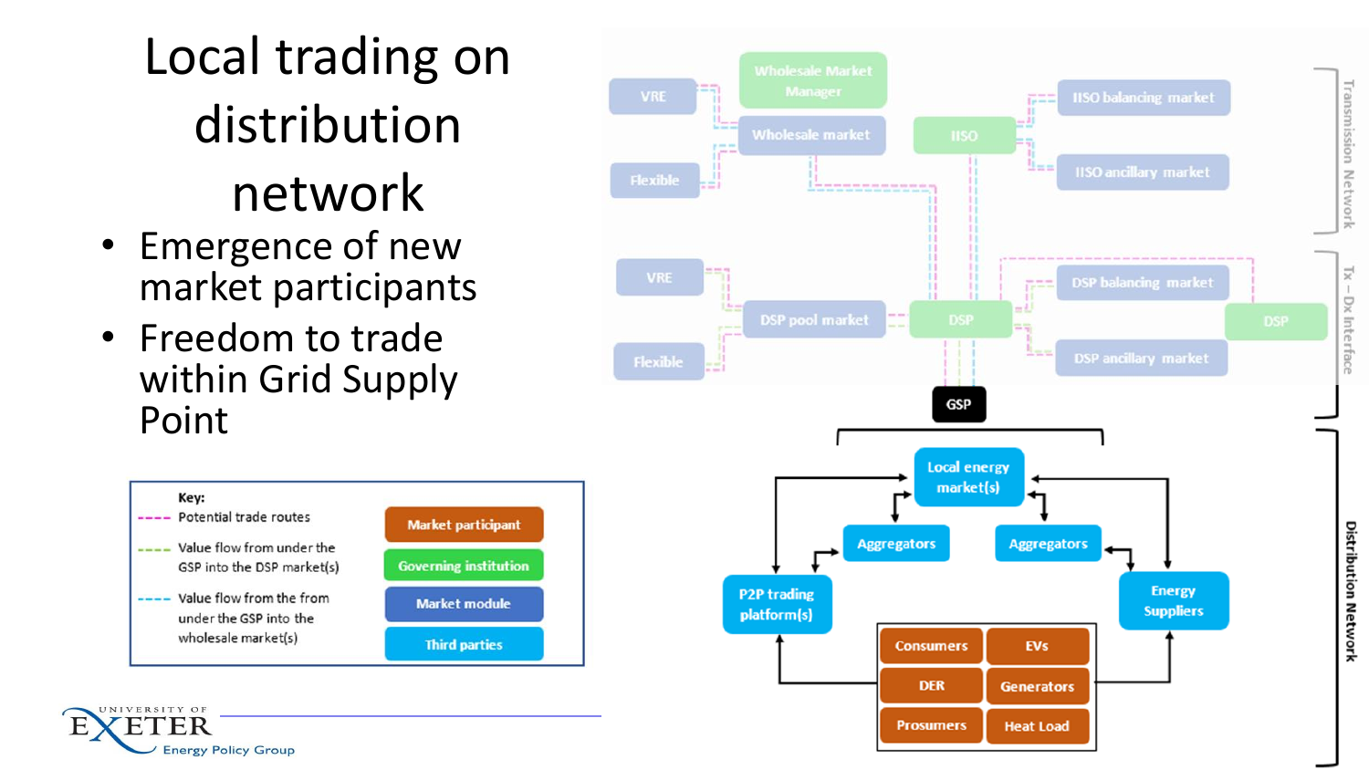# Local trading on distribution network

- Emergence of new market participants
- Freedom to trade within Grid Supply Point

**Key:**

- Potential trade routes
- Value flow from under the GSP into the DSP market(s)
- Value flow from the from under the GSP into the wholesale market(s)

- Market participant
- Governing institution
- Market module
- Third parties

Transmission Network

Tx – Dx Interface

Distribution Network

VRE

Flexible

Wholesale Market Manager

Wholesale market

IISO

IISO balancing market

IISO ancillary market

VRE

Flexible

DSP pool market

DSP

DSP balancing market

DSP ancillary market

DSP

GSP

Local energy market(s)

Aggregators

Aggregators

P2P trading platform(s)

Energy Suppliers

Consumers

EVs

DER

Generators

Prosumers

Heat Load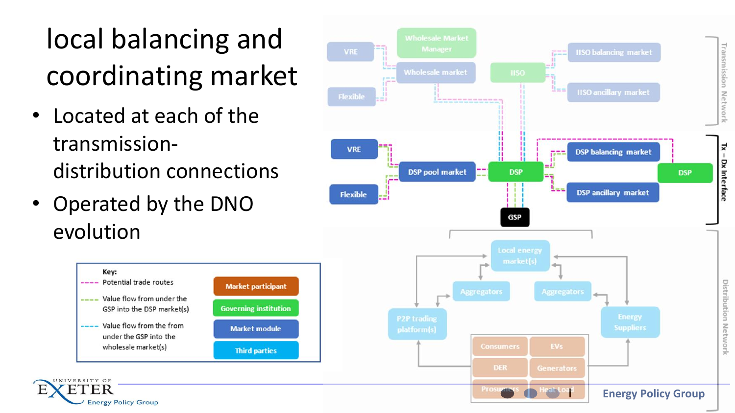# local balancing and coordinating market

- Located at each of the transmission-distribution connections
- Operated by the DNO evolution

**Key:**

- Potential trade routes
- Value flow from under the GSP into the DSP market(s)
- Value flow from the from under the GSP into the wholesale market(s)

Market participant

Governing institution

Market module

Third parties

Transmission Network

Wholesale Market Manager

VRE

Wholesale market

IISO

IISO balancing market

Flexible

IISO ancillary market

Tx – Dx Interface

VRE

DSP balancing market

DSP pool market

DSP

DSP

Flexible

DSP ancillary market

GSP

Distribution Network

Local energy market(s)

Aggregators

Aggregators

P2P trading platform(s)

Energy Suppliers

Consumers

EVs

DER

Generators

Prosumers

Heat Load

Energy Policy Group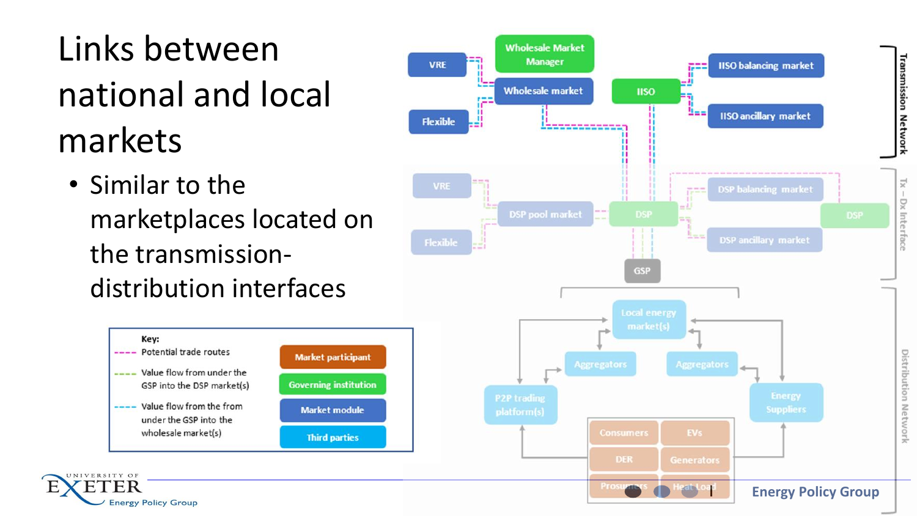# Links between national and local markets

- Similar to the marketplaces located on the transmission-distribution interfaces

Key:

- Potential trade routes
- Value flow from under the GSP into the DSP market(s)
- Value flow the from under the GSP into the wholesale market(s)

| Key |
|---|
| Market participant |
| Governing institution |
| Market module |
| Third parties |

Transmission Network

- VRE
- Flexible
- Wholesale Market Manager
- Wholesale market
- IISO
- IISO balancing market
- IISO ancillary market

Tx – Dx Interface

- VRE
- Flexible
- DSP pool market
- DSP
- DSP balancing market
- DSP ancillary market
- DSP
- GSP

Distribution Network

- Local energy market(s)
- Aggregators
- Aggregators
- P2P trading platform(s)
- Energy Suppliers
- Consumers
- EVs
- DER
- Generators
- Prosumers
- Heat Load

Energy Policy Group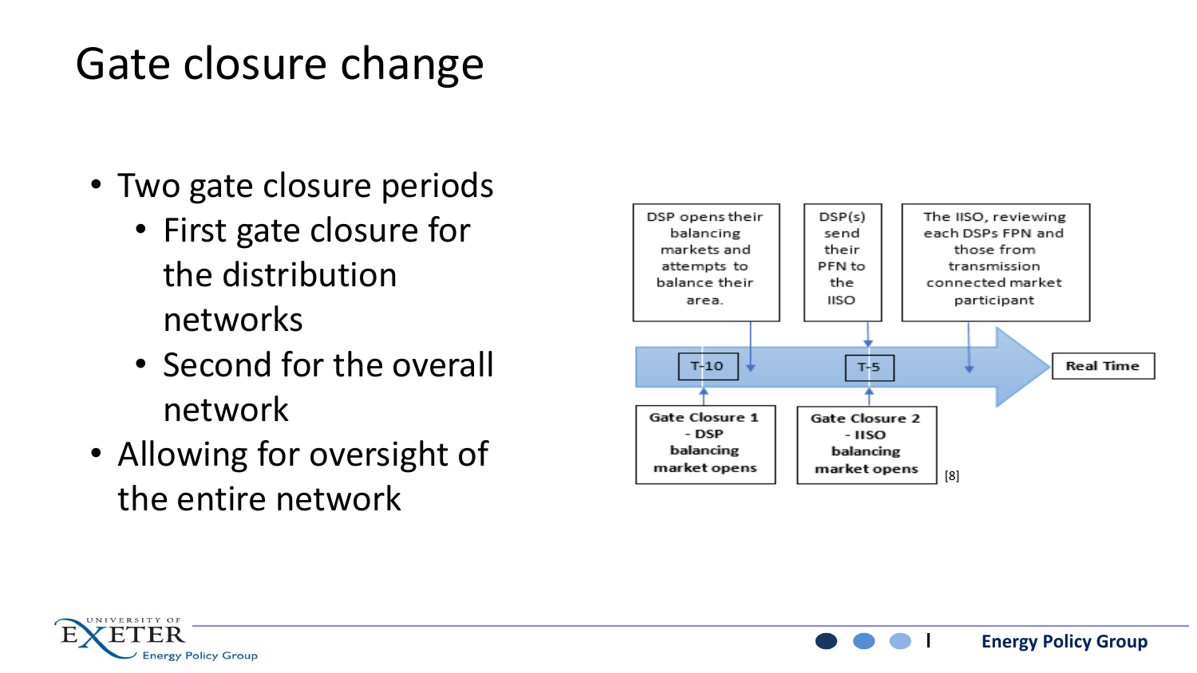# Gate closure change

- Two gate closure periods
  - First gate closure for the distribution networks
  - Second for the overall network
- Allowing for oversight of the entire network

DSP opens their balancing markets and attempts to balance their area.

DSP(s) send their PFN to the IISO

The IISO, reviewing each DSPs FPN and those from transmission connected market participant

T-10

T-5

Real Time

Gate Closure 1 - DSP balancing market opens

Gate Closure 2 - IISO balancing market opens

[8]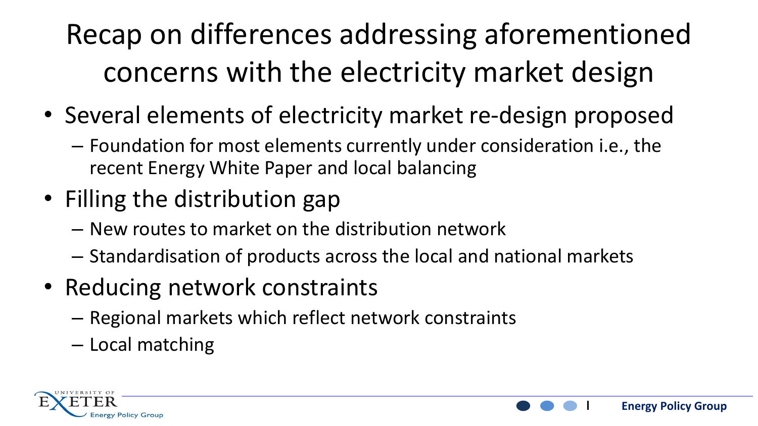# Recap on differences addressing aforementioned concerns with the electricity market design

- Several elements of electricity market re-design proposed
  - Foundation for most elements currently under consideration i.e., the recent Energy White Paper and local balancing
- Filling the distribution gap
  - New routes to market on the distribution network
  - Standardisation of products across the local and national markets
- Reducing network constraints
  - Regional markets which reflect network constraints
  - Local matching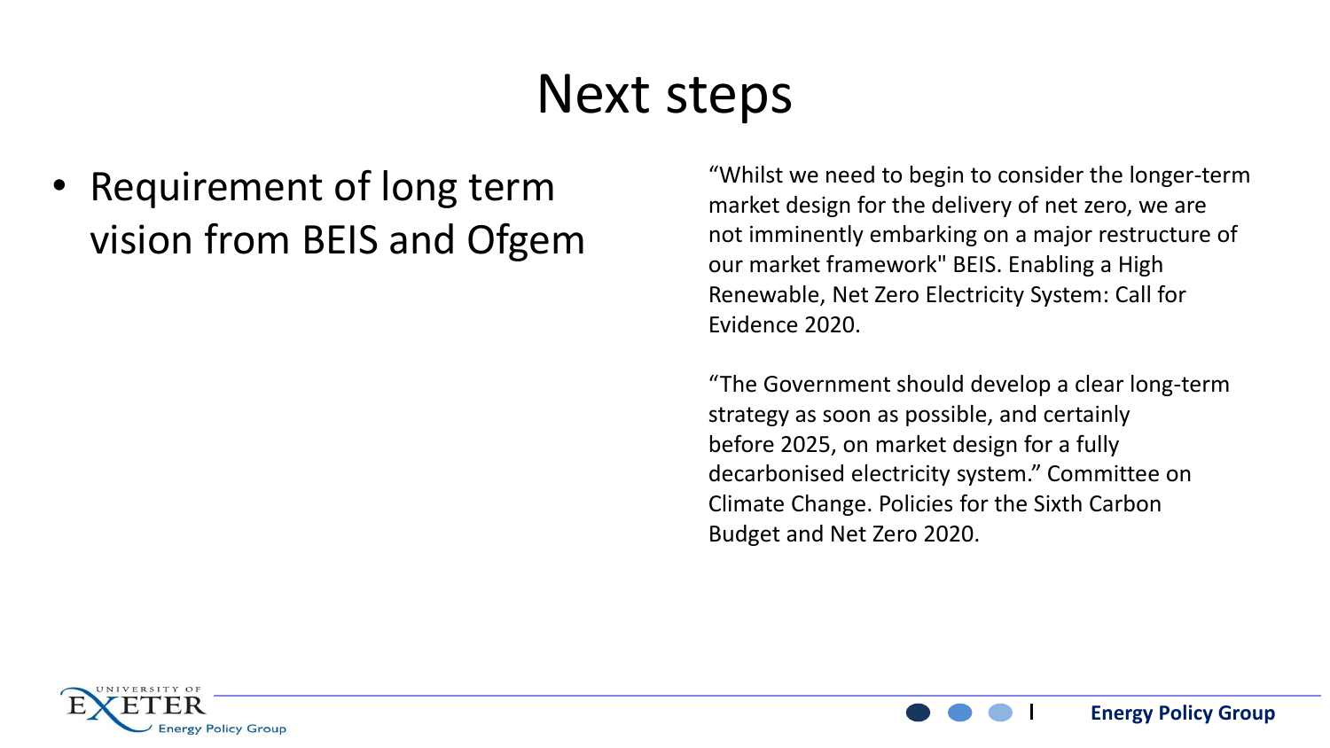# Next steps

- Requirement of long term vision from BEIS and Ofgem

“Whilst we need to begin to consider the longer-term market design for the delivery of net zero, we are not imminently embarking on a major restructure of our market framework" BEIS. Enabling a High Renewable, Net Zero Electricity System: Call for Evidence 2020.

“The Government should develop a clear long-term strategy as soon as possible, and certainly before 2025, on market design for a fully decarbonised electricity system.” Committee on Climate Change. Policies for the Sixth Carbon Budget and Net Zero 2020.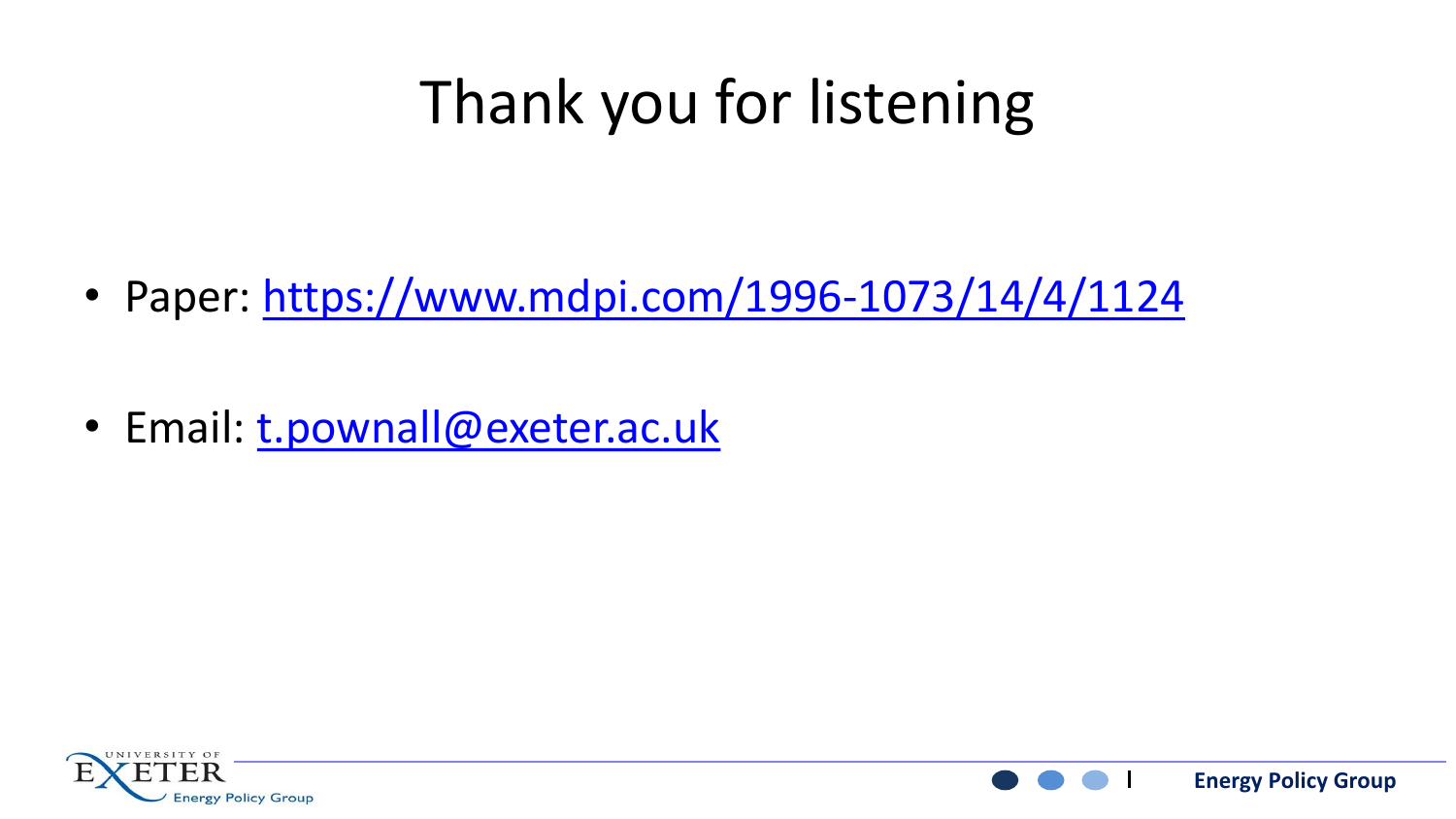# Thank you for listening

- Paper: https://www.mdpi.com/1996-1073/14/4/1124
- Email: t.pownall@exeter.ac.uk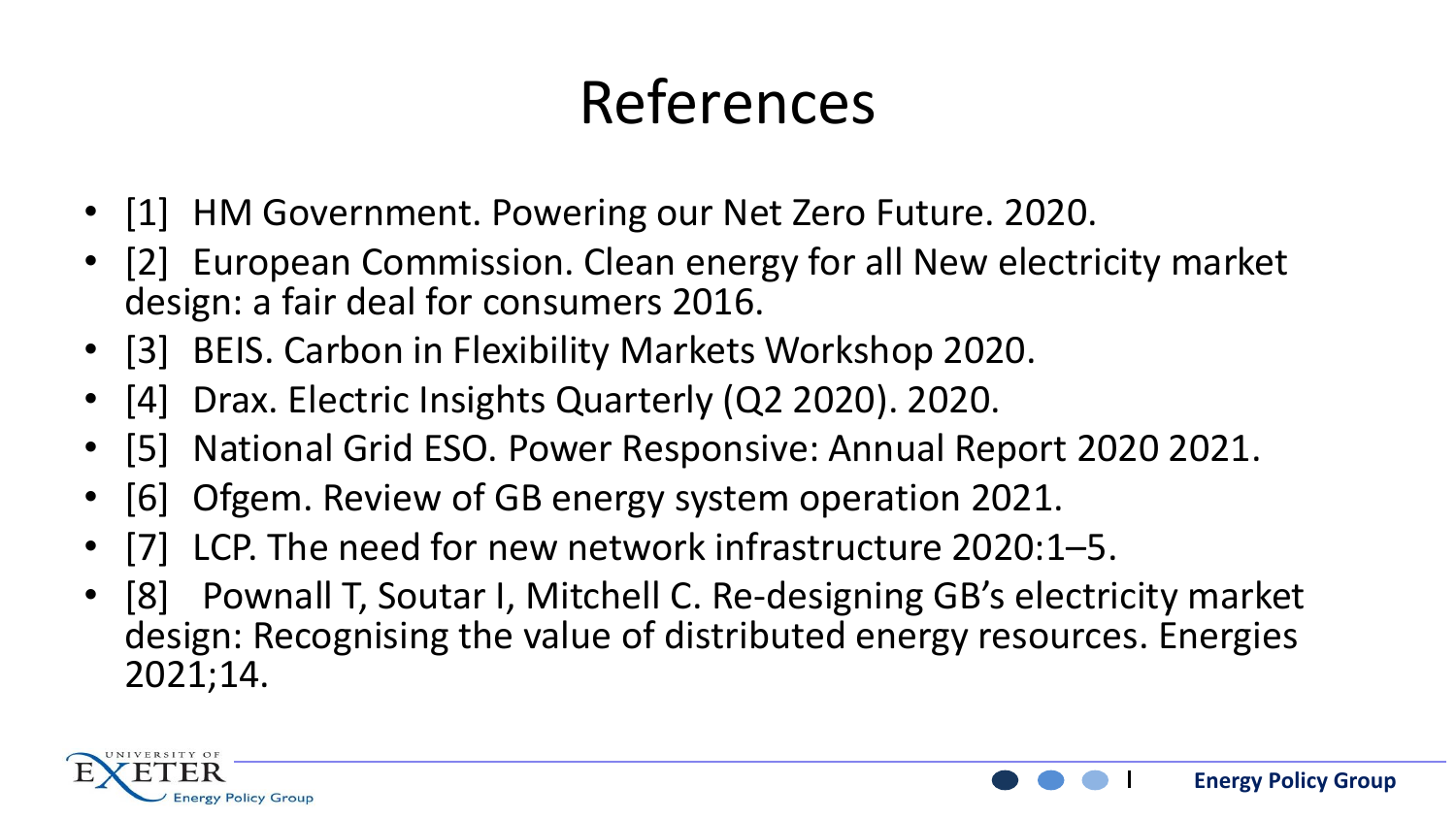# References

- [1] HM Government. Powering our Net Zero Future. 2020.
- [2] European Commission. Clean energy for all New electricity market design: a fair deal for consumers 2016.
- [3] BEIS. Carbon in Flexibility Markets Workshop 2020.
- [4] Drax. Electric Insights Quarterly (Q2 2020). 2020.
- [5] National Grid ESO. Power Responsive: Annual Report 2020 2021.
- [6] Ofgem. Review of GB energy system operation 2021.
- [7] LCP. The need for new network infrastructure 2020:1–5.
- [8] Pownall T, Soutar I, Mitchell C. Re-designing GB's electricity market design: Recognising the value of distributed energy resources. Energies 2021;14.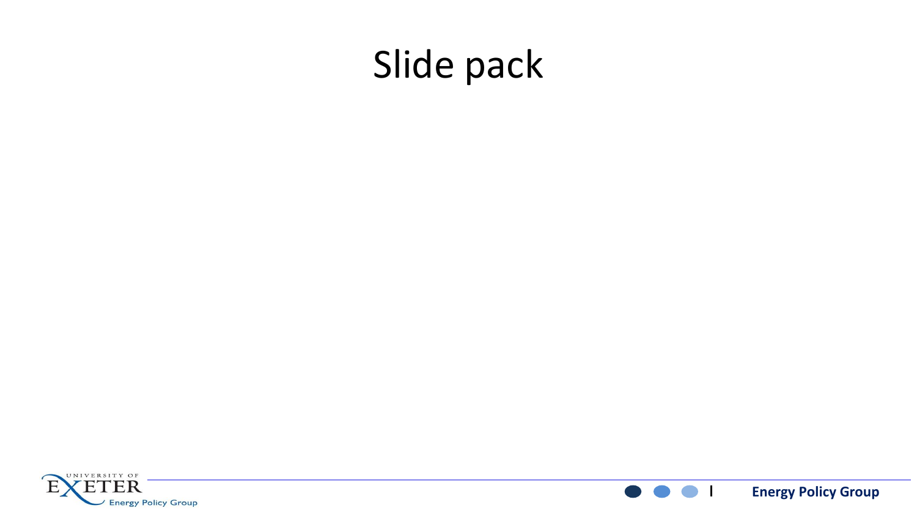# Slide pack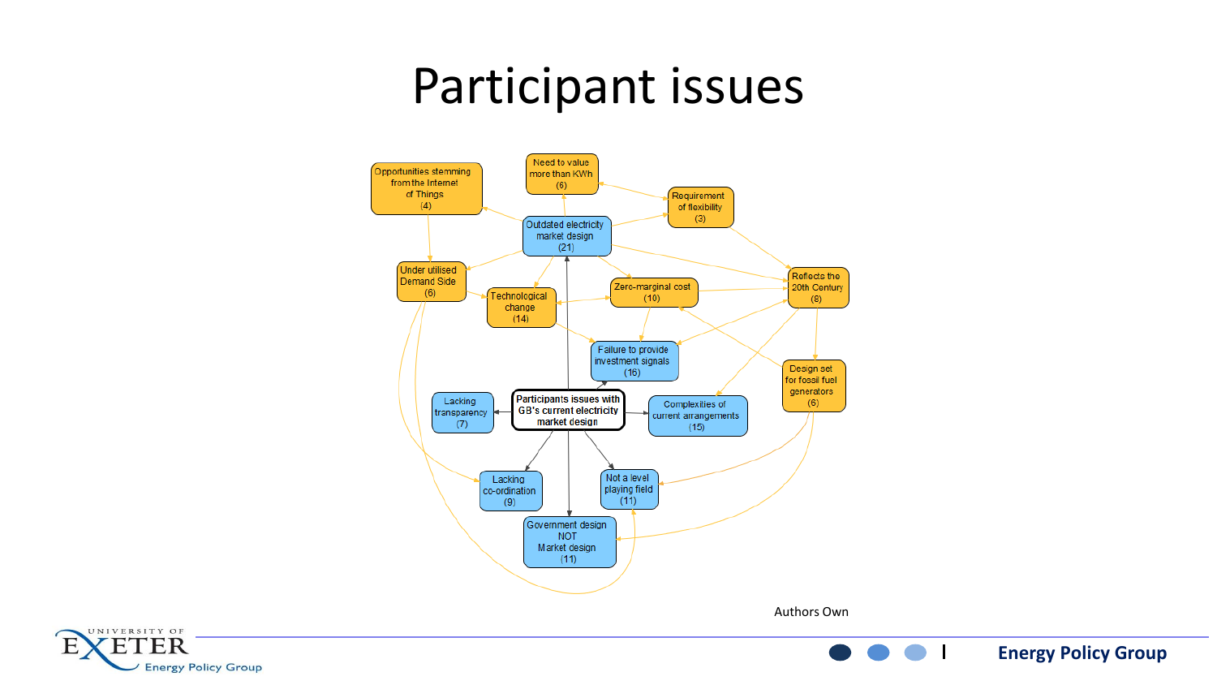# Participant issues

- Opportunities stemming from the Internet of Things (4)
- Need to value more than KWh (6)
- Requirement of flexibility (3)
- Outdated electricity market design (21)
- Under utilised Demand Side (6)
- Technological change (14)
- Zero-marginal cost (10)
- Reflects the 20th Century (8)
- Failure to provide investment signals (16)
- Design set for fossil fuel generators (6)
- Lacking transparency (7)
- Participants issues with GB's current electricity market design
- Complexities of current arrangements (15)
- Lacking co-ordination (9)
- Not a level playing field (11)
- Government design NOT Market design (11)

Authors Own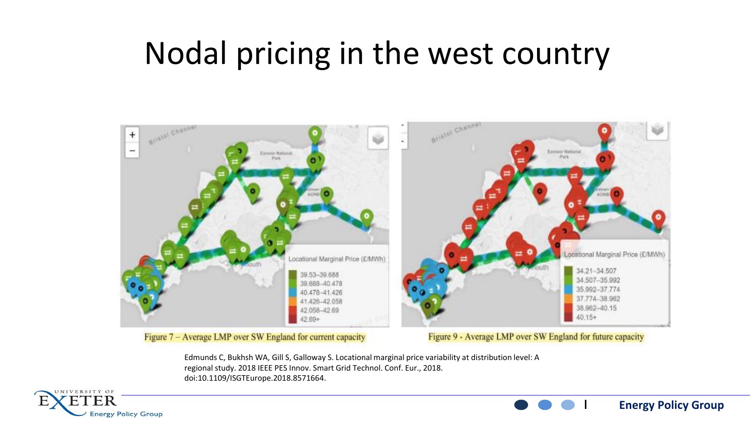# Nodal pricing in the west country

Figure 7 – Average LMP over SW England for current capacity

Figure 9 - Average LMP over SW England for future capacity

Edmunds C, Bukhsh WA, Gill S, Galloway S. Locational marginal price variability at distribution level: A regional study. 2018 IEEE PES Innov. Smart Grid Technol. Conf. Eur., 2018. doi:10.1109/ISGTEurope.2018.8571664.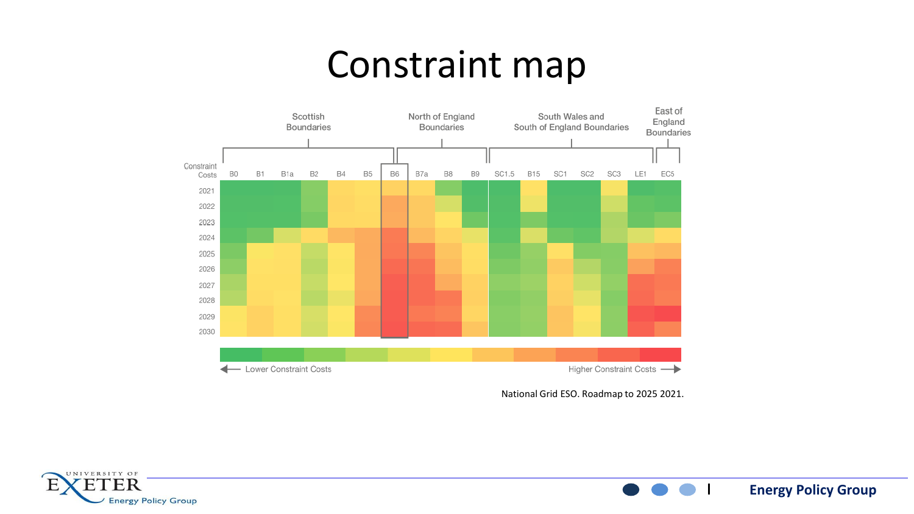# Constraint map

Scottish Boundaries | North of England Boundaries | South Wales and South of England Boundaries | East of England Boundaries

Constraint Costs: B0, B1, B1a, B2, B4, B5, B6, B7a, B8, B9, SC1.5, B15, SC1, SC2, SC3, LE1, EC5

2021, 2022, 2023, 2024, 2025, 2026, 2027, 2028, 2029, 2030

Lower Constraint Costs ← → Higher Constraint Costs

National Grid ESO. Roadmap to 2025 2021.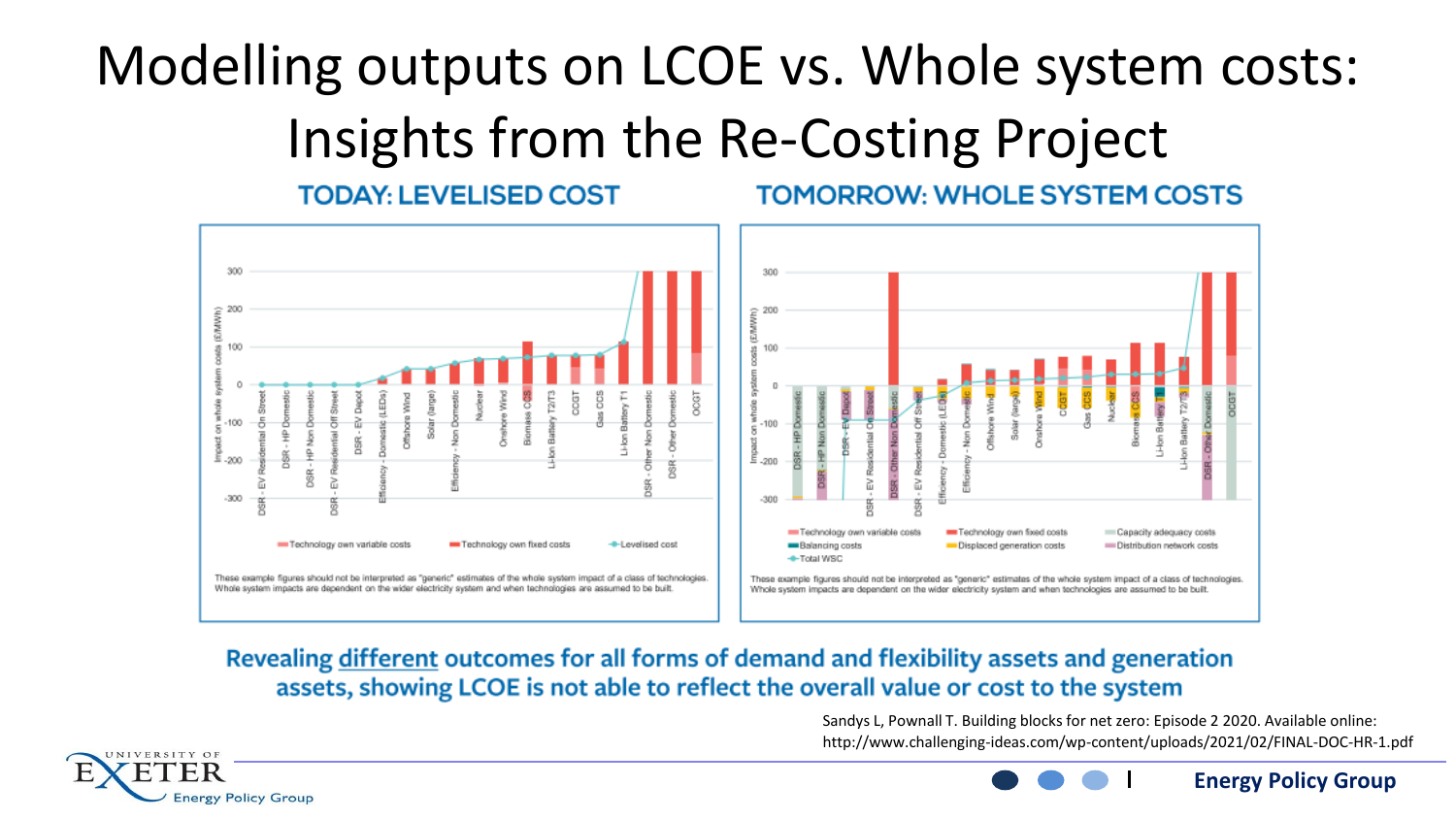# Modelling outputs on LCOE vs. Whole system costs: Insights from the Re-Costing Project

## TODAY: LEVELISED COST

Impact on whole system costs (£/MWh)

Categories: DSR - EV Residential On Street, DSR - HP Domestic, DSR - HP Non Domestic, DSR - EV Residential Off Street, DSR - EV Depot, Efficiency - Domestic (LEDs), Offshore Wind, Solar (large), Efficiency - Non Domestic, Nuclear, Onshore Wind, Biomass CCS, Li-Ion Battery T2/T3, CCGT, Gas CCS, Li-Ion Battery T1, DSR - Other Non Domestic, DSR - Other Domestic, OCGT

Legend: Technology own variable costs; Technology own fixed costs; Levelised cost

These example figures should not be interpreted as "generic" estimates of the whole system impact of a class of technologies. Whole system impacts are dependent on the wider electricity system and when technologies are assumed to be built.

## TOMORROW: WHOLE SYSTEM COSTS

Impact on whole system costs (£/MWh)

Categories: DSR - HP Domestic, DSR - HP Non Domestic, DSR - EV Depot, DSR - EV Residential On Street, DSR - Other Non Domestic, DSR - EV Residential Off Street, Efficiency - Domestic (LEDs), Efficiency - Non Domestic, Offshore Wind, Solar (large), Onshore Wind, CCGT, Gas CCS, Nuclear, Biomass CCS, Li-Ion Battery T1, Li-Ion Battery T2/T3, DSR - Other Domestic, OCGT

Legend: Technology own variable costs; Technology own fixed costs; Capacity adequacy costs; Balancing costs; Displaced generation costs; Distribution network costs; Total WSC

These example figures should not be interpreted as "generic" estimates of the whole system impact of a class of technologies. Whole system impacts are dependent on the wider electricity system and when technologies are assumed to be built.

**Revealing different outcomes for all forms of demand and flexibility assets and generation assets, showing LCOE is not able to reflect the overall value or cost to the system**

Sandys L, Pownall T. Building blocks for net zero: Episode 2 2020. Available online: http://www.challenging-ideas.com/wp-content/uploads/2021/02/FINAL-DOC-HR-1.pdf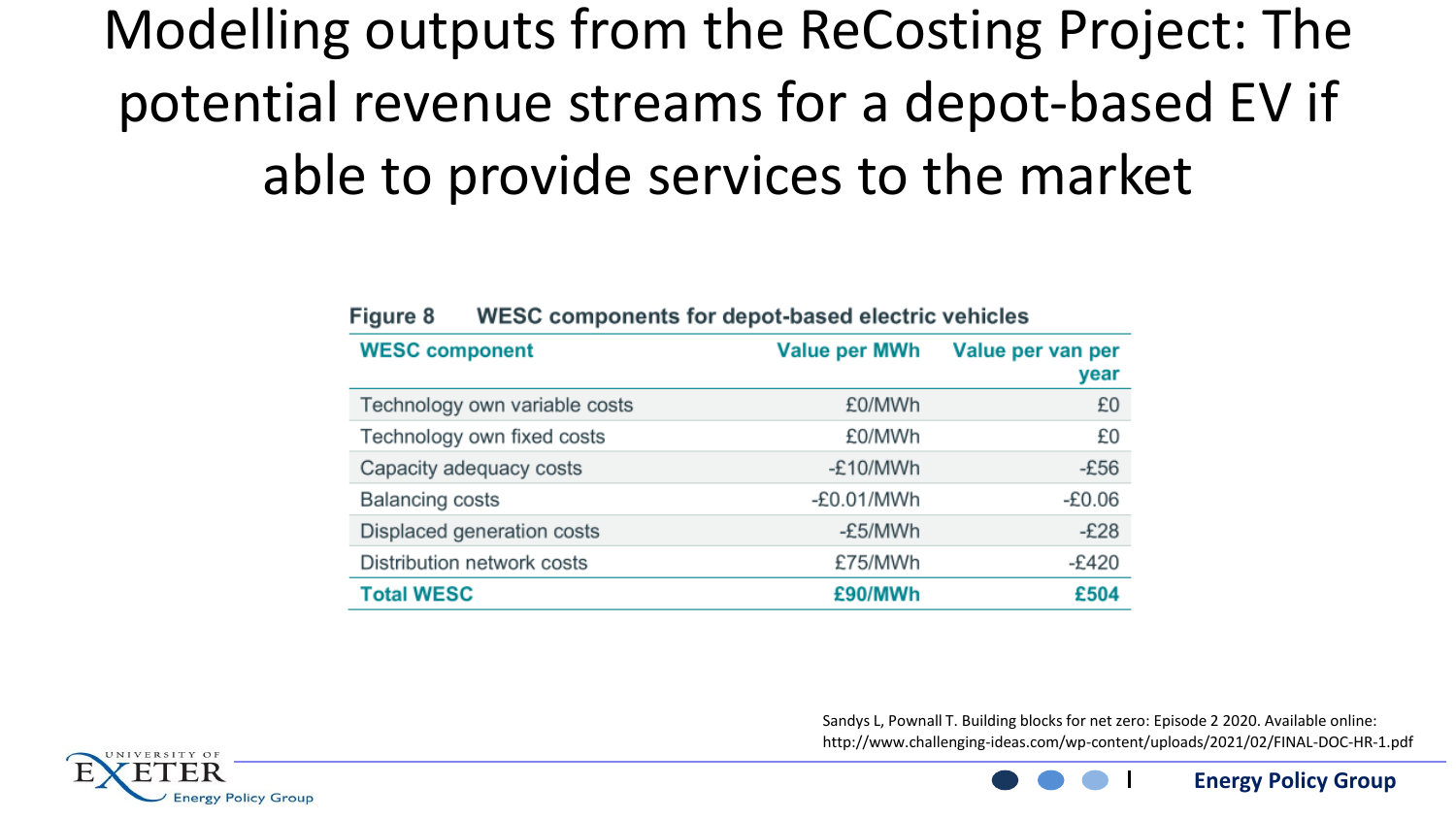# Modelling outputs from the ReCosting Project: The potential revenue streams for a depot-based EV if able to provide services to the market

**Figure 8 WESC components for depot-based electric vehicles**

| WESC component | Value per MWh | Value per van per year |
|---|---|---|
| Technology own variable costs | £0/MWh | £0 |
| Technology own fixed costs | £0/MWh | £0 |
| Capacity adequacy costs | -£10/MWh | -£56 |
| Balancing costs | -£0.01/MWh | -£0.06 |
| Displaced generation costs | -£5/MWh | -£28 |
| Distribution network costs | £75/MWh | -£420 |
| **Total WESC** | **£90/MWh** | **£504** |

Sandys L, Pownall T. Building blocks for net zero: Episode 2 2020. Available online: http://www.challenging-ideas.com/wp-content/uploads/2021/02/FINAL-DOC-HR-1.pdf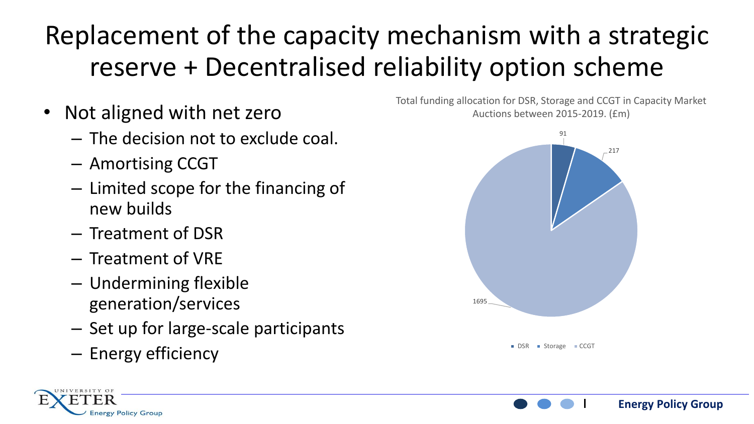# Replacement of the capacity mechanism with a strategic reserve + Decentralised reliability option scheme

- Not aligned with net zero
  - The decision not to exclude coal.
  - Amortising CCGT
  - Limited scope for the financing of new builds
  - Treatment of DSR
  - Treatment of VRE
  - Undermining flexible generation/services
  - Set up for large-scale participants
  - Energy efficiency

Total funding allocation for DSR, Storage and CCGT in Capacity Market Auctions between 2015-2019. (£m)

| Category | £m |
| --- | --- |
| DSR | 91 |
| Storage | 217 |
| CCGT | 1695 |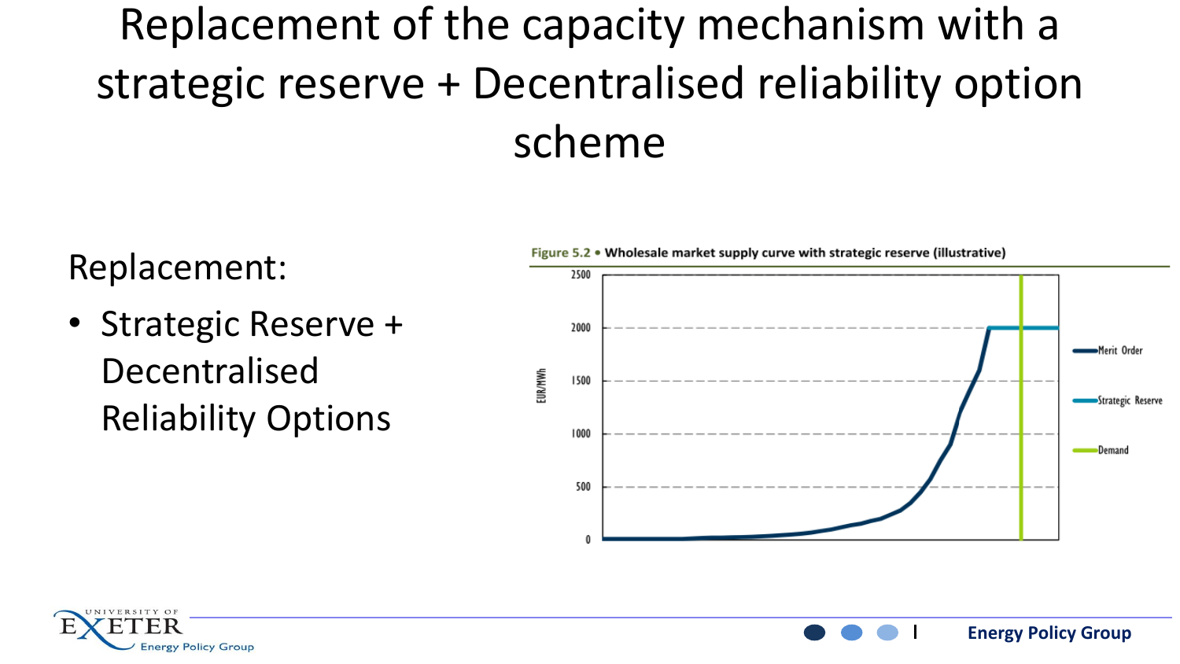# Replacement of the capacity mechanism with a strategic reserve + Decentralised reliability option scheme

Replacement:

- Strategic Reserve + Decentralised Reliability Options

**Figure 5.2 • Wholesale market supply curve with strategic reserve (illustrative)**

EUR/MWh

2500
2000
1500
1000
500
0

Merit Order
Strategic Reserve
Demand